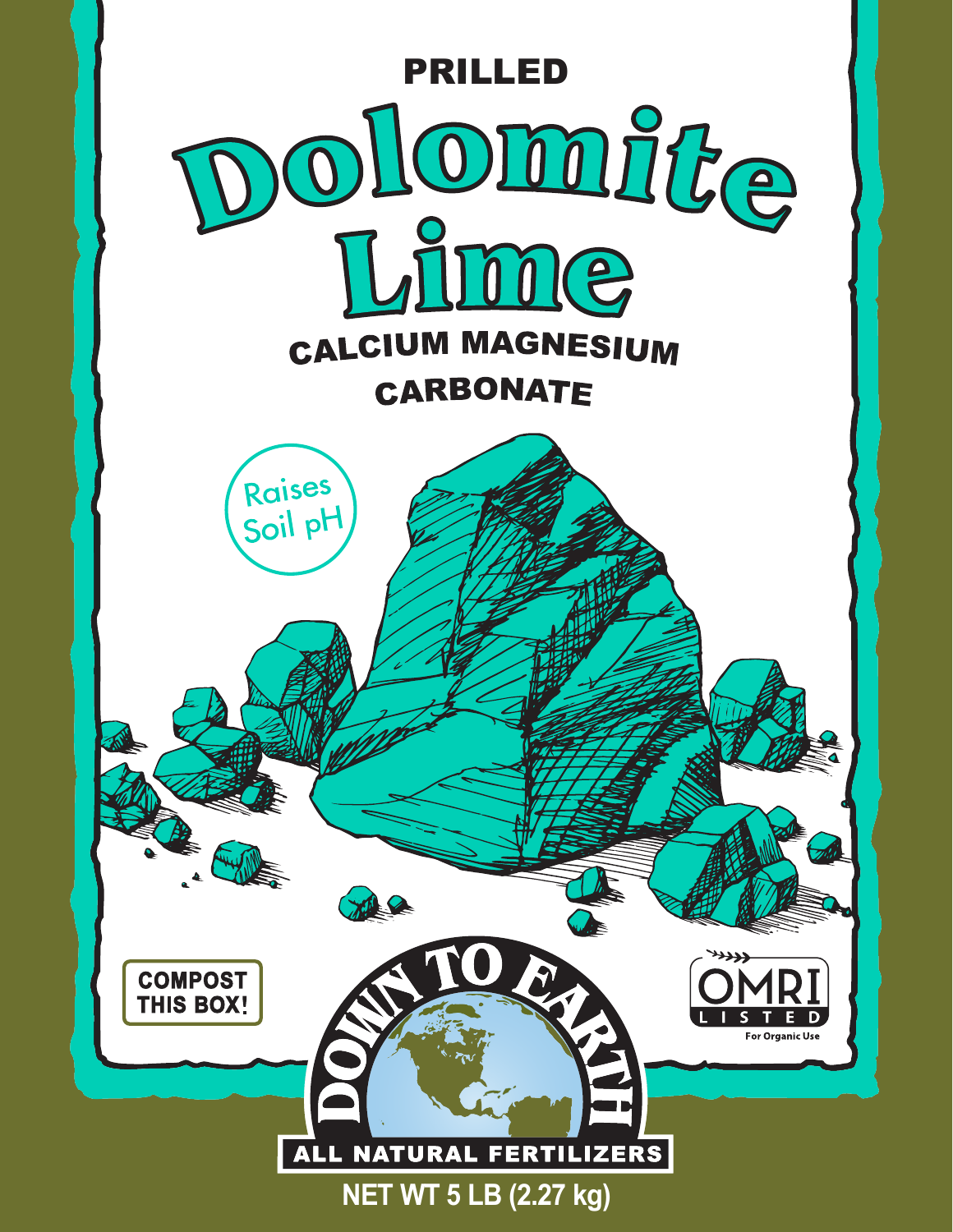PRILLED

# Dolomite Lime

## CALCIUM MAGNESIUM CARBONATE

Raises Soil pH

COMPOST THIS BOX!

OMRI LISTED
For Organic Use

DOWN TO EARTH

ALL NATURAL FERTILIZERS

**NET WT 5 LB (2.27 kg)**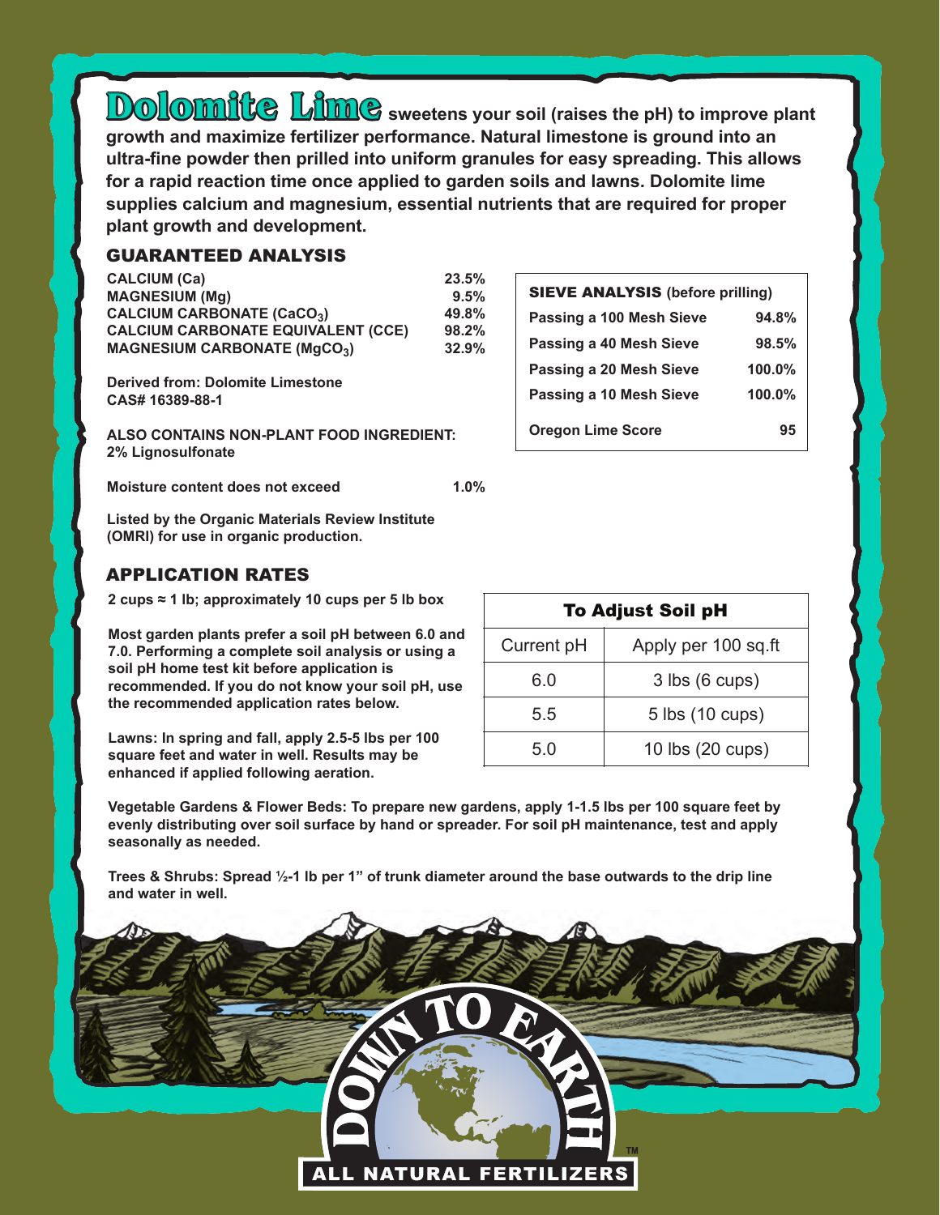**Dolomite Lime** sweetens your soil (raises the pH) to improve plant growth and maximize fertilizer performance. Natural limestone is ground into an ultra-fine powder then prilled into uniform granules for easy spreading. This allows for a rapid reaction time once applied to garden soils and lawns. Dolomite lime supplies calcium and magnesium, essential nutrients that are required for proper plant growth and development.

## GUARANTEED ANALYSIS

| | |
|---|---|
| CALCIUM (Ca) | 23.5% |
| MAGNESIUM (Mg) | 9.5% |
| CALCIUM CARBONATE ($CaCO_3$) | 49.8% |
| CALCIUM CARBONATE EQUIVALENT (CCE) | 98.2% |
| MAGNESIUM CARBONATE ($MgCO_3$) | 32.9% |

**Derived from: Dolomite Limestone**
**CAS# 16389-88-1**

**ALSO CONTAINS NON-PLANT FOOD INGREDIENT:**
**2% Lignosulfonate**

**Moisture content does not exceed 1.0%**

**Listed by the Organic Materials Review Institute (OMRI) for use in organic production.**

| SIEVE ANALYSIS (before prilling) | |
|---|---|
| Passing a 100 Mesh Sieve | 94.8% |
| Passing a 40 Mesh Sieve | 98.5% |
| Passing a 20 Mesh Sieve | 100.0% |
| Passing a 10 Mesh Sieve | 100.0% |
| Oregon Lime Score | 95 |

## APPLICATION RATES

**2 cups ≈ 1 lb; approximately 10 cups per 5 lb box**

**Most garden plants prefer a soil pH between 6.0 and 7.0. Performing a complete soil analysis or using a soil pH home test kit before application is recommended. If you do not know your soil pH, use the recommended application rates below.**

**Lawns: In spring and fall, apply 2.5-5 lbs per 100 square feet and water in well. Results may be enhanced if applied following aeration.**

| To Adjust Soil pH | |
|---|---|
| Current pH | Apply per 100 sq.ft |
| 6.0 | 3 lbs (6 cups) |
| 5.5 | 5 lbs (10 cups) |
| 5.0 | 10 lbs (20 cups) |

**Vegetable Gardens & Flower Beds: To prepare new gardens, apply 1-1.5 lbs per 100 square feet by evenly distributing over soil surface by hand or spreader. For soil pH maintenance, test and apply seasonally as needed.**

**Trees & Shrubs: Spread ½-1 lb per 1" of trunk diameter around the base outwards to the drip line and water in well.**

DOWN TO EARTH™

ALL NATURAL FERTILIZERS